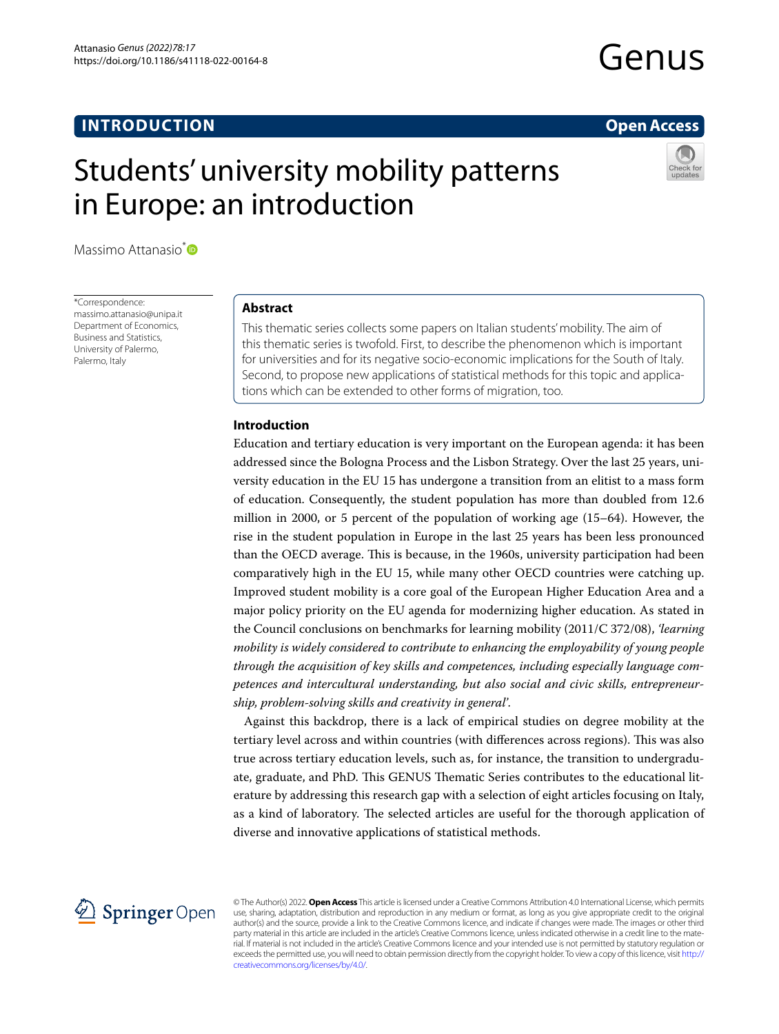# Students' university mobility patterns in Europe: an introduction

Massimo Attanasio*

*Correspondence: massimo.attanasio@unipa.it
Department of Economics, Business and Statistics, University of Palermo, Palermo, Italy

## Abstract

This thematic series collects some papers on Italian students' mobility. The aim of this thematic series is twofold. First, to describe the phenomenon which is important for universities and for its negative socio-economic implications for the South of Italy. Second, to propose new applications of statistical methods for this topic and applications which can be extended to other forms of migration, too.

## Introduction

Education and tertiary education is very important on the European agenda: it has been addressed since the Bologna Process and the Lisbon Strategy. Over the last 25 years, university education in the EU 15 has undergone a transition from an elitist to a mass form of education. Consequently, the student population has more than doubled from 12.6 million in 2000, or 5 percent of the population of working age (15–64). However, the rise in the student population in Europe in the last 25 years has been less pronounced than the OECD average. This is because, in the 1960s, university participation had been comparatively high in the EU 15, while many other OECD countries were catching up. Improved student mobility is a core goal of the European Higher Education Area and a major policy priority on the EU agenda for modernizing higher education. As stated in the Council conclusions on benchmarks for learning mobility (2011/C 372/08), *'learning mobility is widely considered to contribute to enhancing the employability of young people through the acquisition of key skills and competences, including especially language competences and intercultural understanding, but also social and civic skills, entrepreneurship, problem-solving skills and creativity in general'.*

Against this backdrop, there is a lack of empirical studies on degree mobility at the tertiary level across and within countries (with differences across regions). This was also true across tertiary education levels, such as, for instance, the transition to undergraduate, graduate, and PhD. This GENUS Thematic Series contributes to the educational literature by addressing this research gap with a selection of eight articles focusing on Italy, as a kind of laboratory. The selected articles are useful for the thorough application of diverse and innovative applications of statistical methods.

© The Author(s) 2022. **Open Access** This article is licensed under a Creative Commons Attribution 4.0 International License, which permits use, sharing, adaptation, distribution and reproduction in any medium or format, as long as you give appropriate credit to the original author(s) and the source, provide a link to the Creative Commons licence, and indicate if changes were made. The images or other third party material in this article are included in the article's Creative Commons licence, unless indicated otherwise in a credit line to the material. If material is not included in the article's Creative Commons licence and your intended use is not permitted by statutory regulation or exceeds the permitted use, you will need to obtain permission directly from the copyright holder. To view a copy of this licence, visit http://creativecommons.org/licenses/by/4.0/.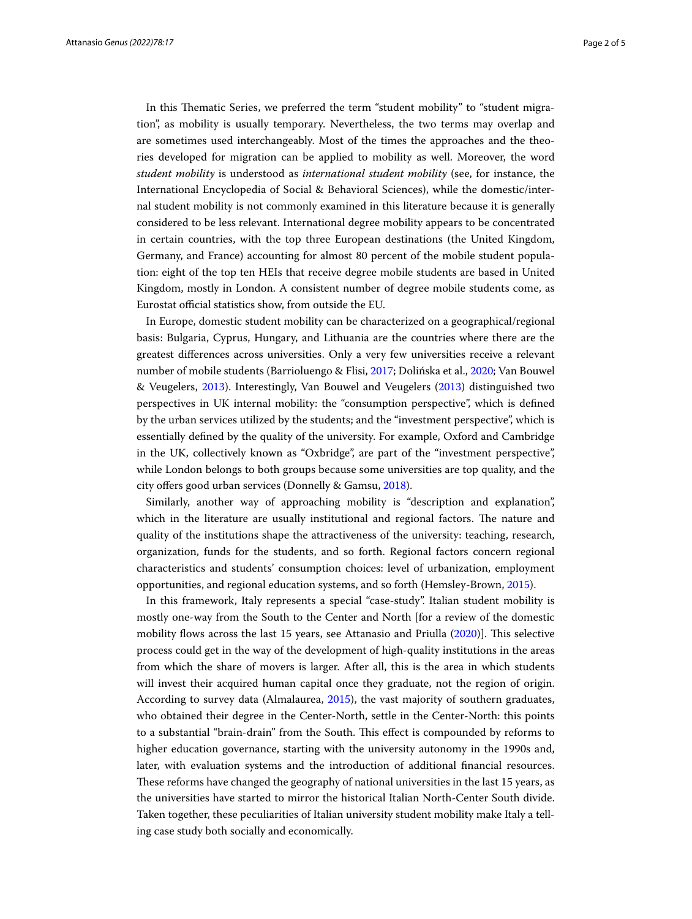In this Thematic Series, we preferred the term "student mobility" to "student migration", as mobility is usually temporary. Nevertheless, the two terms may overlap and are sometimes used interchangeably. Most of the times the approaches and the theories developed for migration can be applied to mobility as well. Moreover, the word *student mobility* is understood as *international student mobility* (see, for instance, the International Encyclopedia of Social & Behavioral Sciences), while the domestic/internal student mobility is not commonly examined in this literature because it is generally considered to be less relevant. International degree mobility appears to be concentrated in certain countries, with the top three European destinations (the United Kingdom, Germany, and France) accounting for almost 80 percent of the mobile student population: eight of the top ten HEIs that receive degree mobile students are based in United Kingdom, mostly in London. A consistent number of degree mobile students come, as Eurostat official statistics show, from outside the EU.

In Europe, domestic student mobility can be characterized on a geographical/regional basis: Bulgaria, Cyprus, Hungary, and Lithuania are the countries where there are the greatest differences across universities. Only a very few universities receive a relevant number of mobile students (Barrioluengo & Flisi, 2017; Dolińska et al., 2020; Van Bouwel & Veugelers, 2013). Interestingly, Van Bouwel and Veugelers (2013) distinguished two perspectives in UK internal mobility: the "consumption perspective", which is defined by the urban services utilized by the students; and the "investment perspective", which is essentially defined by the quality of the university. For example, Oxford and Cambridge in the UK, collectively known as "Oxbridge", are part of the "investment perspective", while London belongs to both groups because some universities are top quality, and the city offers good urban services (Donnelly & Gamsu, 2018).

Similarly, another way of approaching mobility is "description and explanation", which in the literature are usually institutional and regional factors. The nature and quality of the institutions shape the attractiveness of the university: teaching, research, organization, funds for the students, and so forth. Regional factors concern regional characteristics and students' consumption choices: level of urbanization, employment opportunities, and regional education systems, and so forth (Hemsley-Brown, 2015).

In this framework, Italy represents a special "case-study". Italian student mobility is mostly one-way from the South to the Center and North [for a review of the domestic mobility flows across the last 15 years, see Attanasio and Priulla (2020)]. This selective process could get in the way of the development of high-quality institutions in the areas from which the share of movers is larger. After all, this is the area in which students will invest their acquired human capital once they graduate, not the region of origin. According to survey data (Almalaurea, 2015), the vast majority of southern graduates, who obtained their degree in the Center-North, settle in the Center-North: this points to a substantial "brain-drain" from the South. This effect is compounded by reforms to higher education governance, starting with the university autonomy in the 1990s and, later, with evaluation systems and the introduction of additional financial resources. These reforms have changed the geography of national universities in the last 15 years, as the universities have started to mirror the historical Italian North-Center South divide. Taken together, these peculiarities of Italian university student mobility make Italy a telling case study both socially and economically.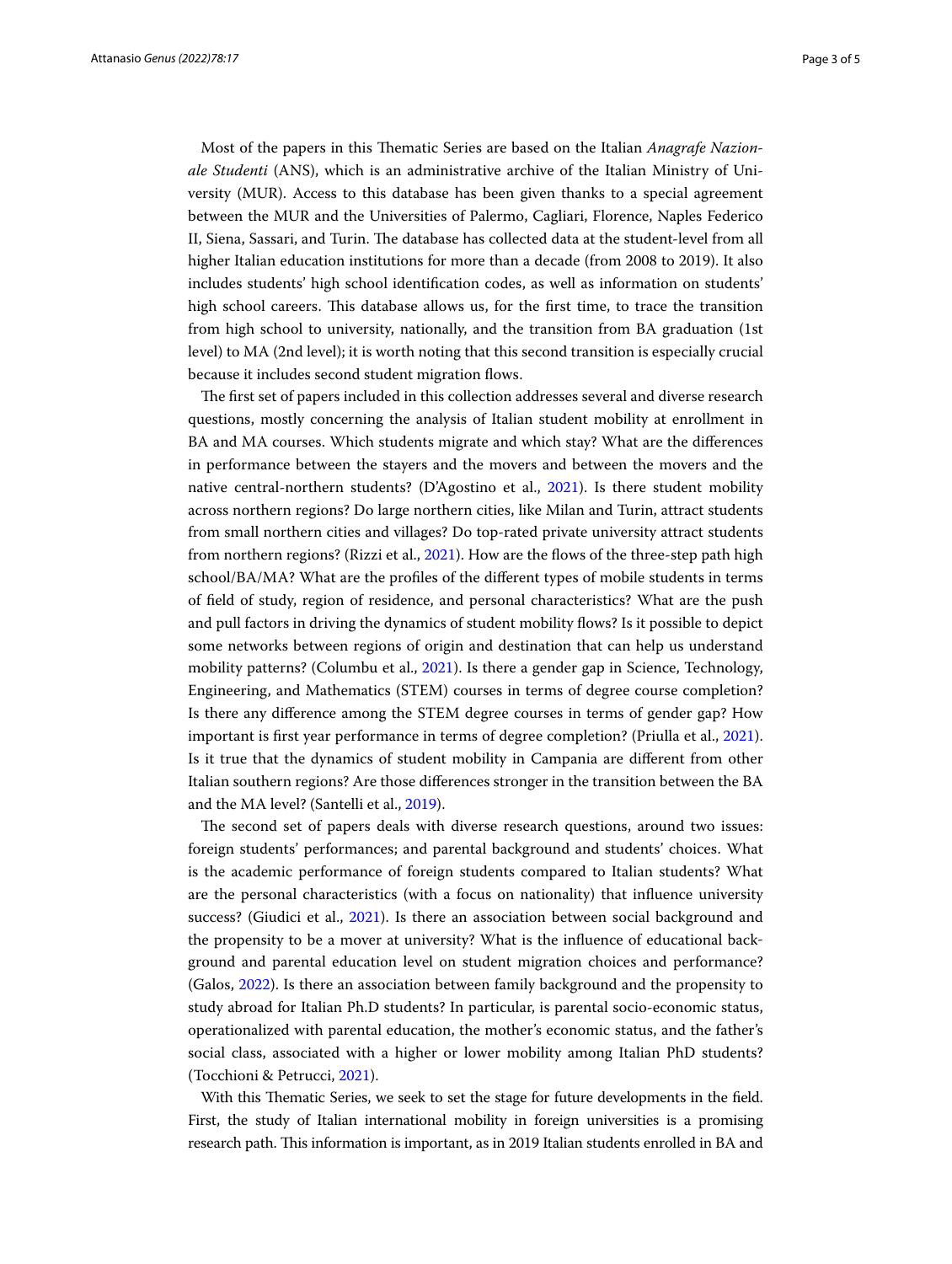Most of the papers in this Thematic Series are based on the Italian *Anagrafe Nazionale Studenti* (ANS), which is an administrative archive of the Italian Ministry of University (MUR). Access to this database has been given thanks to a special agreement between the MUR and the Universities of Palermo, Cagliari, Florence, Naples Federico II, Siena, Sassari, and Turin. The database has collected data at the student-level from all higher Italian education institutions for more than a decade (from 2008 to 2019). It also includes students' high school identification codes, as well as information on students' high school careers. This database allows us, for the first time, to trace the transition from high school to university, nationally, and the transition from BA graduation (1st level) to MA (2nd level); it is worth noting that this second transition is especially crucial because it includes second student migration flows.

The first set of papers included in this collection addresses several and diverse research questions, mostly concerning the analysis of Italian student mobility at enrollment in BA and MA courses. Which students migrate and which stay? What are the differences in performance between the stayers and the movers and between the movers and the native central-northern students? (D'Agostino et al., 2021). Is there student mobility across northern regions? Do large northern cities, like Milan and Turin, attract students from small northern cities and villages? Do top-rated private university attract students from northern regions? (Rizzi et al., 2021). How are the flows of the three-step path high school/BA/MA? What are the profiles of the different types of mobile students in terms of field of study, region of residence, and personal characteristics? What are the push and pull factors in driving the dynamics of student mobility flows? Is it possible to depict some networks between regions of origin and destination that can help us understand mobility patterns? (Columbu et al., 2021). Is there a gender gap in Science, Technology, Engineering, and Mathematics (STEM) courses in terms of degree course completion? Is there any difference among the STEM degree courses in terms of gender gap? How important is first year performance in terms of degree completion? (Priulla et al., 2021). Is it true that the dynamics of student mobility in Campania are different from other Italian southern regions? Are those differences stronger in the transition between the BA and the MA level? (Santelli et al., 2019).

The second set of papers deals with diverse research questions, around two issues: foreign students' performances; and parental background and students' choices. What is the academic performance of foreign students compared to Italian students? What are the personal characteristics (with a focus on nationality) that influence university success? (Giudici et al., 2021). Is there an association between social background and the propensity to be a mover at university? What is the influence of educational background and parental education level on student migration choices and performance? (Galos, 2022). Is there an association between family background and the propensity to study abroad for Italian Ph.D students? In particular, is parental socio-economic status, operationalized with parental education, the mother's economic status, and the father's social class, associated with a higher or lower mobility among Italian PhD students? (Tocchioni & Petrucci, 2021).

With this Thematic Series, we seek to set the stage for future developments in the field. First, the study of Italian international mobility in foreign universities is a promising research path. This information is important, as in 2019 Italian students enrolled in BA and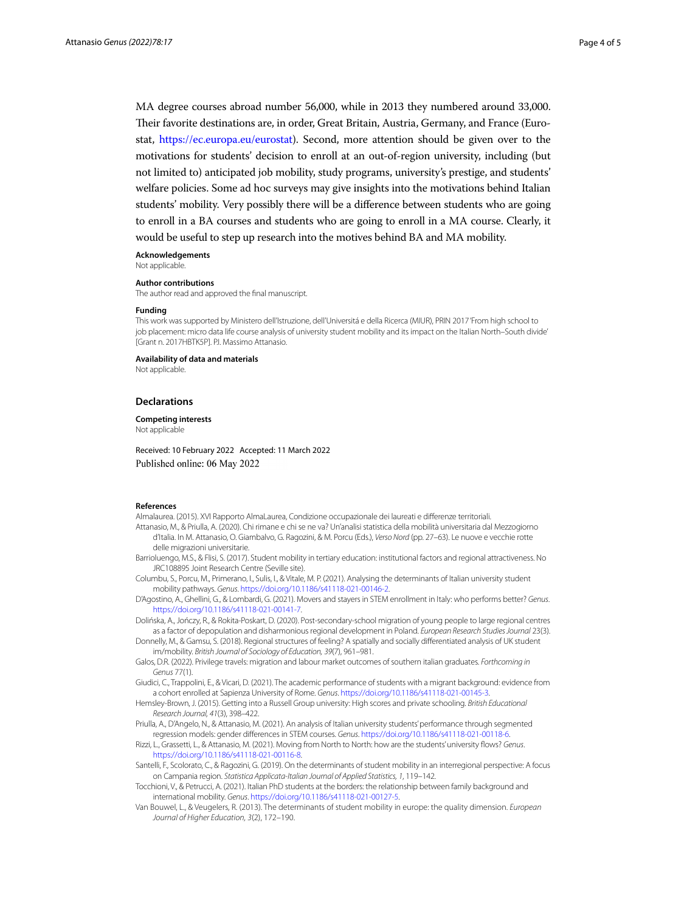MA degree courses abroad number 56,000, while in 2013 they numbered around 33,000. Their favorite destinations are, in order, Great Britain, Austria, Germany, and France (Eurostat, https://ec.europa.eu/eurostat). Second, more attention should be given over to the motivations for students' decision to enroll at an out-of-region university, including (but not limited to) anticipated job mobility, study programs, university's prestige, and students' welfare policies. Some ad hoc surveys may give insights into the motivations behind Italian students' mobility. Very possibly there will be a difference between students who are going to enroll in a BA courses and students who are going to enroll in a MA course. Clearly, it would be useful to step up research into the motives behind BA and MA mobility.

**Acknowledgements**

Not applicable.

**Author contributions**

The author read and approved the final manuscript.

**Funding**

This work was supported by Ministero dell'Istruzione, dell'Universitá e della Ricerca (MIUR), PRIN 2017 'From high school to job placement: micro data life course analysis of university student mobility and its impact on the Italian North–South divide' [Grant n. 2017HBTK5P]. P.I. Massimo Attanasio.

**Availability of data and materials**

Not applicable.

## Declarations

**Competing interests**

Not applicable

Received: 10 February 2022 Accepted: 11 March 2022
Published online: 06 May 2022

### References

Almalaurea. (2015). XVI Rapporto AlmaLaurea, Condizione occupazionale dei laureati e differenze territoriali.

Attanasio, M., & Priulla, A. (2020). Chi rimane e chi se ne va? Un'analisi statistica della mobilità universitaria dal Mezzogiorno d'Italia. In M. Attanasio, O. Giambalvo, G. Ragozini, & M. Porcu (Eds.), *Verso Nord* (pp. 27–63). Le nuove e vecchie rotte delle migrazioni universitarie.

Barrioluengo, M.S., & Flisi, S. (2017). Student mobility in tertiary education: institutional factors and regional attractiveness. No JRC108895 Joint Research Centre (Seville site).

Columbu, S., Porcu, M., Primerano, I., Sulis, I., & Vitale, M. P. (2021). Analysing the determinants of Italian university student mobility pathways. *Genus*. https://doi.org/10.1186/s41118-021-00146-2.

D'Agostino, A., Ghellini, G., & Lombardi, G. (2021). Movers and stayers in STEM enrollment in Italy: who performs better? *Genus*. https://doi.org/10.1186/s41118-021-00141-7.

Dolińska, A., Jończy, R., & Rokita-Poskart, D. (2020). Post-secondary-school migration of young people to large regional centres as a factor of depopulation and disharmonious regional development in Poland. *European Research Studies Journal* 23(3).

Donnelly, M., & Gamsu, S. (2018). Regional structures of feeling? A spatially and socially differentiated analysis of UK student im/mobility. *British Journal of Sociology of Education, 39*(7), 961–981.

Galos, D.R. (2022). Privilege travels: migration and labour market outcomes of southern italian graduates. *Forthcoming in Genus* 77(1).

Giudici, C., Trappolini, E., & Vicari, D. (2021). The academic performance of students with a migrant background: evidence from a cohort enrolled at Sapienza University of Rome. *Genus*. https://doi.org/10.1186/s41118-021-00145-3.

Hemsley-Brown, J. (2015). Getting into a Russell Group university: High scores and private schooling. *British Educational Research Journal, 41*(3), 398–422.

Priulla, A., D'Angelo, N., & Attanasio, M. (2021). An analysis of Italian university students' performance through segmented regression models: gender differences in STEM courses. *Genus*. https://doi.org/10.1186/s41118-021-00118-6.

Rizzi, L., Grassetti, L., & Attanasio, M. (2021). Moving from North to North: how are the students' university flows? *Genus*. https://doi.org/10.1186/s41118-021-00116-8.

Santelli, F., Scolorato, C., & Ragozini, G. (2019). On the determinants of student mobility in an interregional perspective: A focus on Campania region. *Statistica Applicata-Italian Journal of Applied Statistics, 1*, 119–142.

Tocchioni, V., & Petrucci, A. (2021). Italian PhD students at the borders: the relationship between family background and international mobility. *Genus*. https://doi.org/10.1186/s41118-021-00127-5.

Van Bouwel, L., & Veugelers, R. (2013). The determinants of student mobility in europe: the quality dimension. *European Journal of Higher Education, 3*(2), 172–190.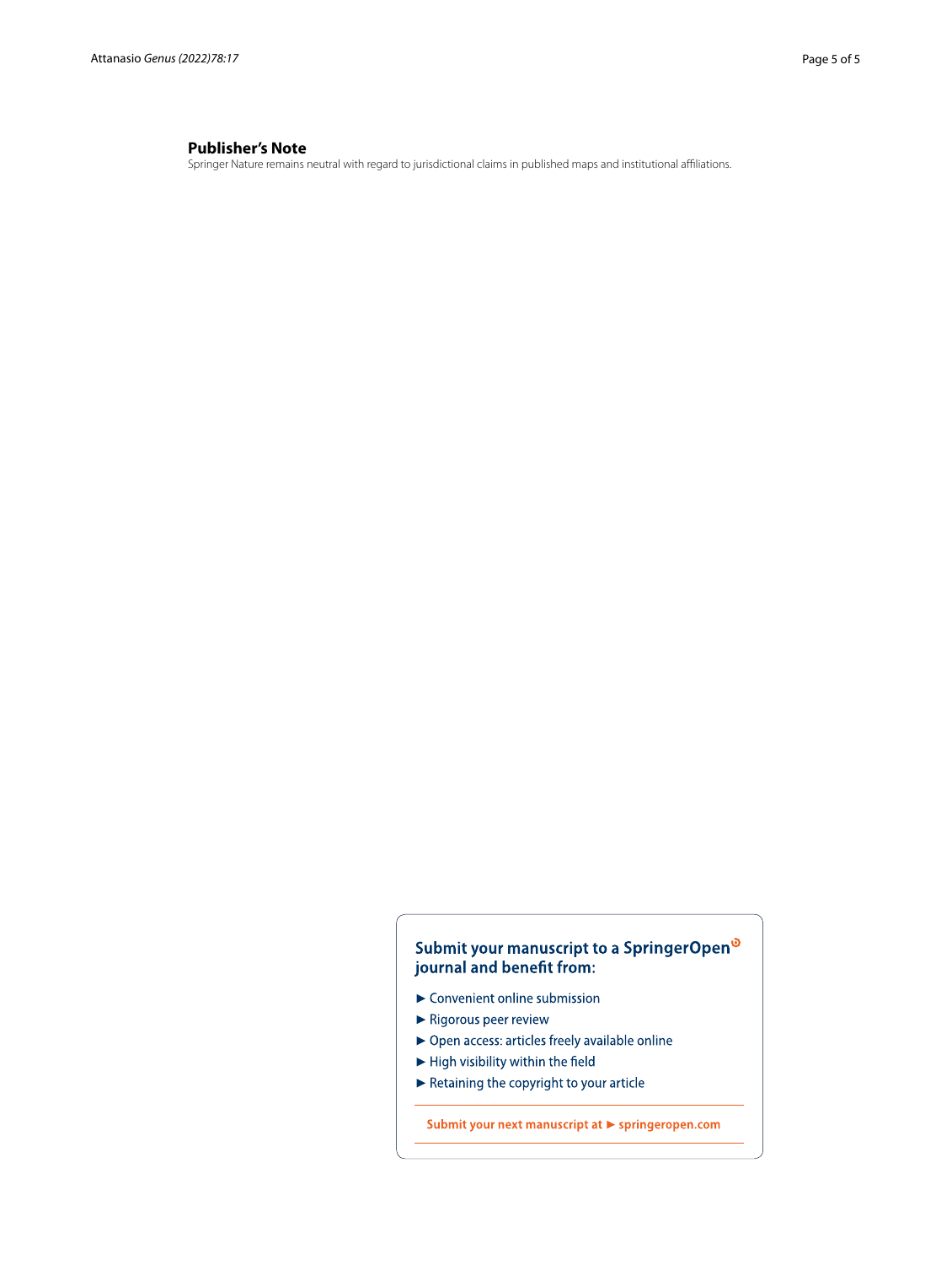## Publisher's Note

Springer Nature remains neutral with regard to jurisdictional claims in published maps and institutional affiliations.

**Submit your manuscript to a SpringerOpen journal and benefit from:**

- ► Convenient online submission
- ► Rigorous peer review
- ► Open access: articles freely available online
- ► High visibility within the field
- ► Retaining the copyright to your article

**Submit your next manuscript at ► springeropen.com**